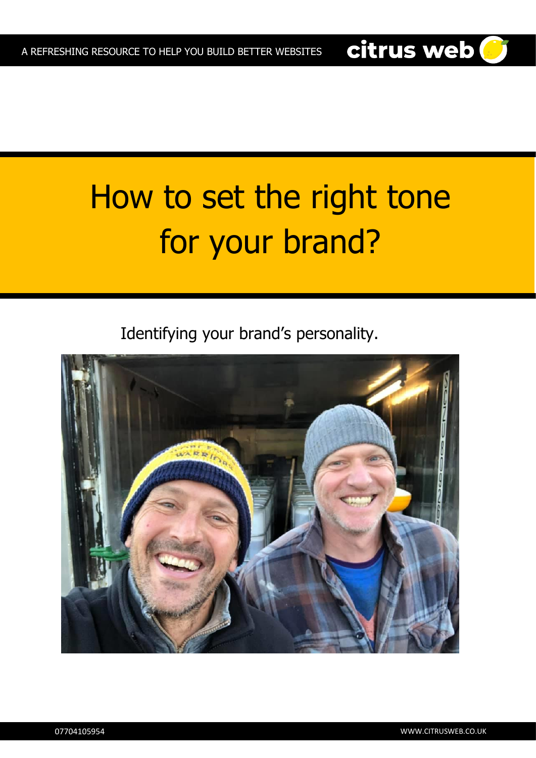# How to set the right tone for your brand?

Identifying your brand's personality.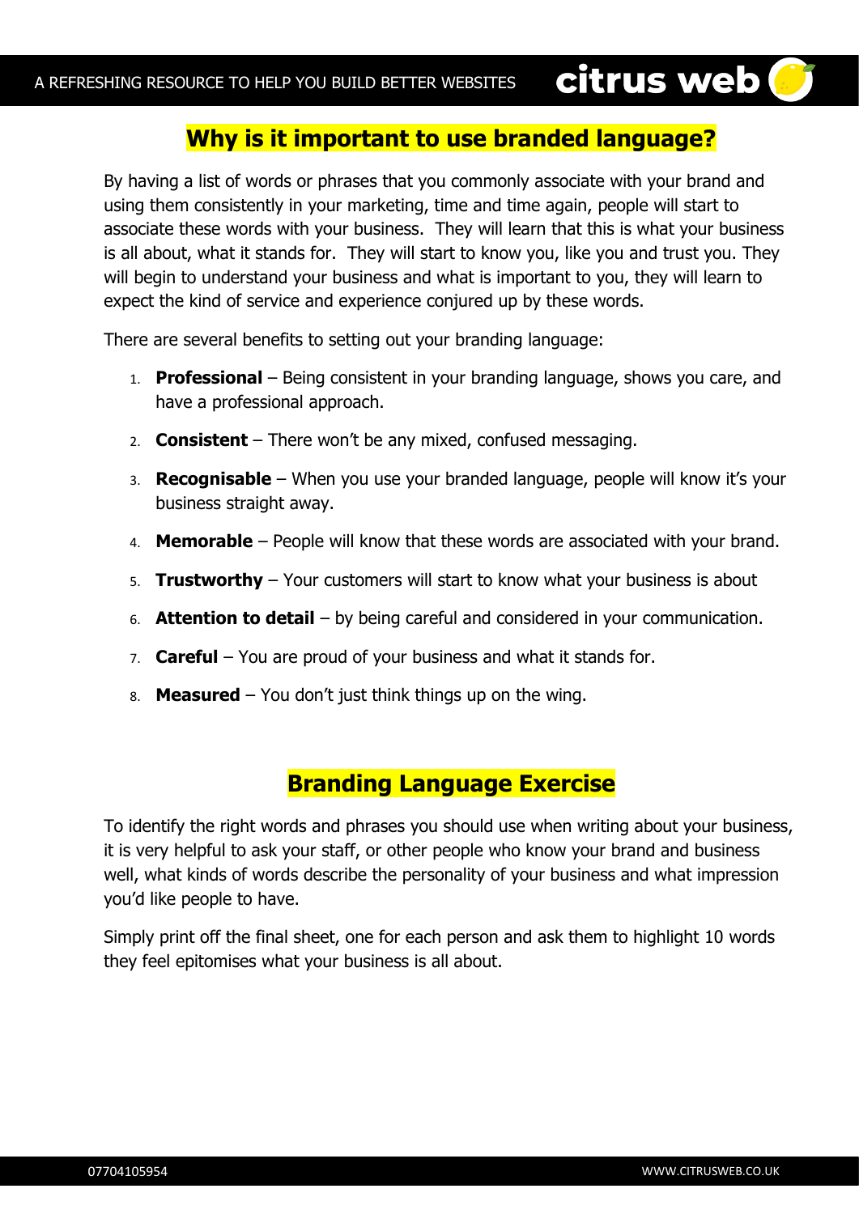## Why is it important to use branded language?

By having a list of words or phrases that you commonly associate with your brand and using them consistently in your marketing, time and time again, people will start to associate these words with your business. They will learn that this is what your business is all about, what it stands for. They will start to know you, like you and trust you. They will begin to understand your business and what is important to you, they will learn to expect the kind of service and experience conjured up by these words.

There are several benefits to setting out your branding language:

1. **Professional** – Being consistent in your branding language, shows you care, and have a professional approach.
2. **Consistent** – There won't be any mixed, confused messaging.
3. **Recognisable** – When you use your branded language, people will know it's your business straight away.
4. **Memorable** – People will know that these words are associated with your brand.
5. **Trustworthy** – Your customers will start to know what your business is about
6. **Attention to detail** – by being careful and considered in your communication.
7. **Careful** – You are proud of your business and what it stands for.
8. **Measured** – You don't just think things up on the wing.

## Branding Language Exercise

To identify the right words and phrases you should use when writing about your business, it is very helpful to ask your staff, or other people who know your brand and business well, what kinds of words describe the personality of your business and what impression you'd like people to have.

Simply print off the final sheet, one for each person and ask them to highlight 10 words they feel epitomises what your business is all about.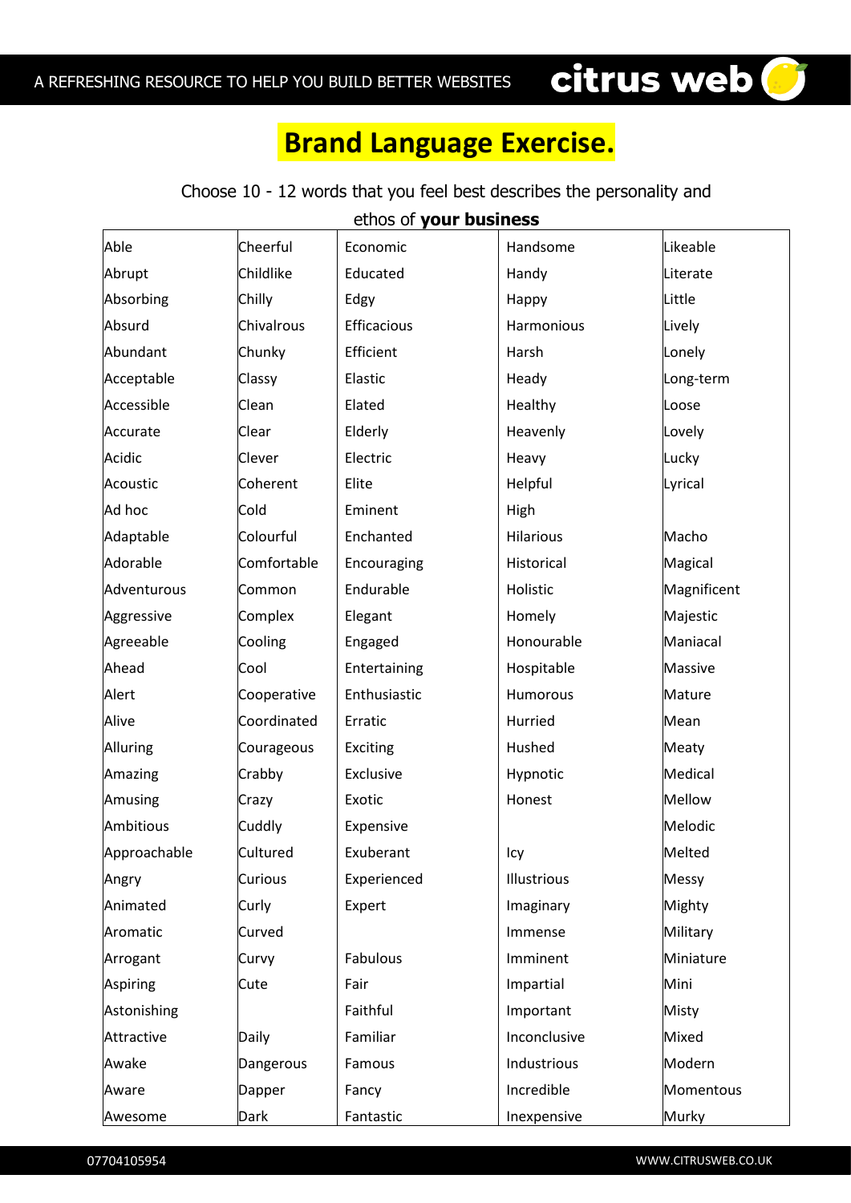# Brand Language Exercise.

Choose 10 - 12 words that you feel best describes the personality and ethos of **your business**

| | | | | |
|---|---|---|---|---|
| Able | Cheerful | Economic | Handsome | Likeable |
| Abrupt | Childlike | Educated | Handy | Literate |
| Absorbing | Chilly | Edgy | Happy | Little |
| Absurd | Chivalrous | Efficacious | Harmonious | Lively |
| Abundant | Chunky | Efficient | Harsh | Lonely |
| Acceptable | Classy | Elastic | Heady | Long-term |
| Accessible | Clean | Elated | Healthy | Loose |
| Accurate | Clear | Elderly | Heavenly | Lovely |
| Acidic | Clever | Electric | Heavy | Lucky |
| Acoustic | Coherent | Elite | Helpful | Lyrical |
| Ad hoc | Cold | Eminent | High | |
| Adaptable | Colourful | Enchanted | Hilarious | Macho |
| Adorable | Comfortable | Encouraging | Historical | Magical |
| Adventurous | Common | Endurable | Holistic | Magnificent |
| Aggressive | Complex | Elegant | Homely | Majestic |
| Agreeable | Cooling | Engaged | Honourable | Maniacal |
| Ahead | Cool | Entertaining | Hospitable | Massive |
| Alert | Cooperative | Enthusiastic | Humorous | Mature |
| Alive | Coordinated | Erratic | Hurried | Mean |
| Alluring | Courageous | Exciting | Hushed | Meaty |
| Amazing | Crabby | Exclusive | Hypnotic | Medical |
| Amusing | Crazy | Exotic | Honest | Mellow |
| Ambitious | Cuddly | Expensive | | Melodic |
| Approachable | Cultured | Exuberant | Icy | Melted |
| Angry | Curious | Experienced | Illustrious | Messy |
| Animated | Curly | Expert | Imaginary | Mighty |
| Aromatic | Curved | | Immense | Military |
| Arrogant | Curvy | Fabulous | Imminent | Miniature |
| Aspiring | Cute | Fair | Impartial | Mini |
| Astonishing | | Faithful | Important | Misty |
| Attractive | Daily | Familiar | Inconclusive | Mixed |
| Awake | Dangerous | Famous | Industrious | Modern |
| Aware | Dapper | Fancy | Incredible | Momentous |
| Awesome | Dark | Fantastic | Inexpensive | Murky |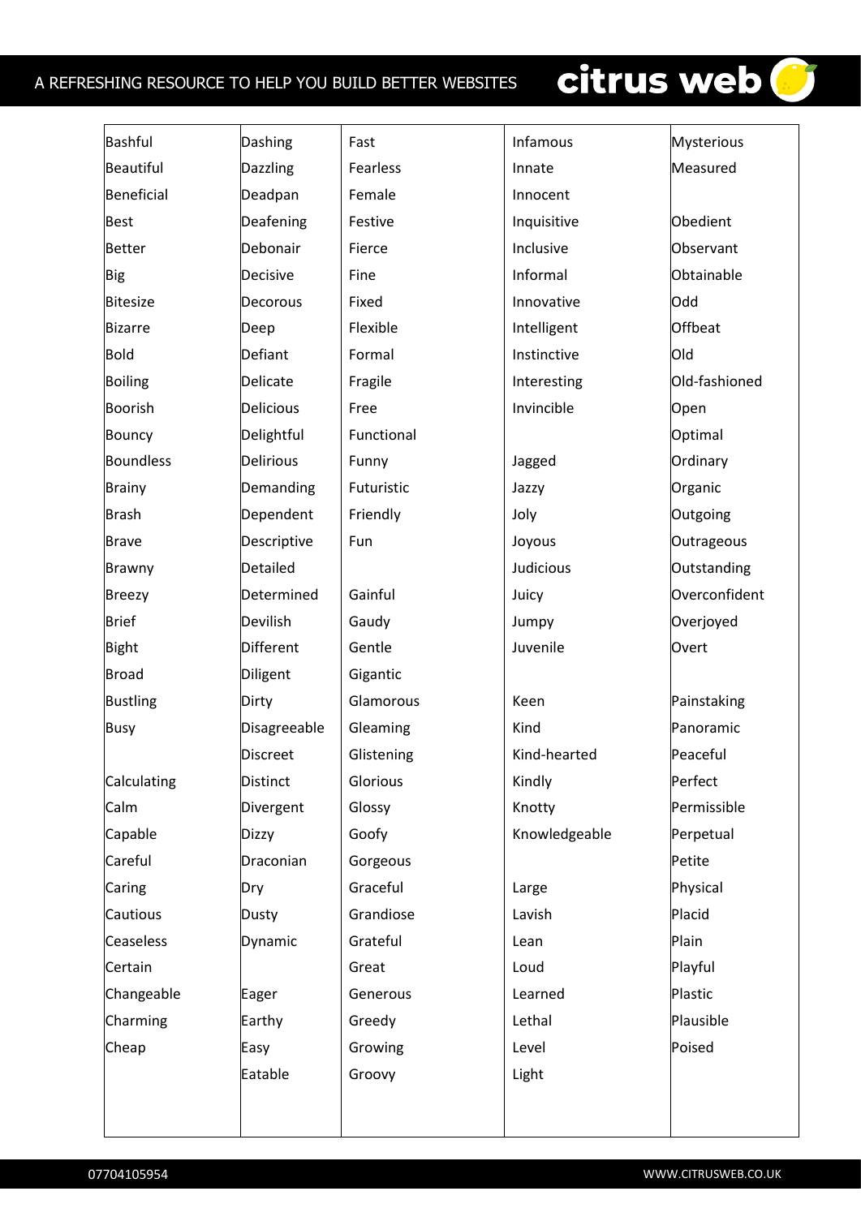| Bashful | Dashing | Fast | Infamous | Mysterious |
|---|---|---|---|---|
| Beautiful | Dazzling | Fearless | Innate | Measured |
| Beneficial | Deadpan | Female | Innocent | |
| Best | Deafening | Festive | Inquisitive | Obedient |
| Better | Debonair | Fierce | Inclusive | Observant |
| Big | Decisive | Fine | Informal | Obtainable |
| Bitesize | Decorous | Fixed | Innovative | Odd |
| Bizarre | Deep | Flexible | Intelligent | Offbeat |
| Bold | Defiant | Formal | Instinctive | Old |
| Boiling | Delicate | Fragile | Interesting | Old-fashioned |
| Boorish | Delicious | Free | Invincible | Open |
| Bouncy | Delightful | Functional | | Optimal |
| Boundless | Delirious | Funny | Jagged | Ordinary |
| Brainy | Demanding | Futuristic | Jazzy | Organic |
| Brash | Dependent | Friendly | Joly | Outgoing |
| Brave | Descriptive | Fun | Joyous | Outrageous |
| Brawny | Detailed | | Judicious | Outstanding |
| Breezy | Determined | Gainful | Juicy | Overconfident |
| Brief | Devilish | Gaudy | Jumpy | Overjoyed |
| Bight | Different | Gentle | Juvenile | Overt |
| Broad | Diligent | Gigantic | | |
| Bustling | Dirty | Glamorous | Keen | Painstaking |
| Busy | Disagreeable | Gleaming | Kind | Panoramic |
| | Discreet | Glistening | Kind-hearted | Peaceful |
| Calculating | Distinct | Glorious | Kindly | Perfect |
| Calm | Divergent | Glossy | Knotty | Permissible |
| Capable | Dizzy | Goofy | Knowledgeable | Perpetual |
| Careful | Draconian | Gorgeous | | Petite |
| Caring | Dry | Graceful | Large | Physical |
| Cautious | Dusty | Grandiose | Lavish | Placid |
| Ceaseless | Dynamic | Grateful | Lean | Plain |
| Certain | | Great | Loud | Playful |
| Changeable | Eager | Generous | Learned | Plastic |
| Charming | Earthy | Greedy | Lethal | Plausible |
| Cheap | Easy | Growing | Level | Poised |
| | Eatable | Groovy | Light | |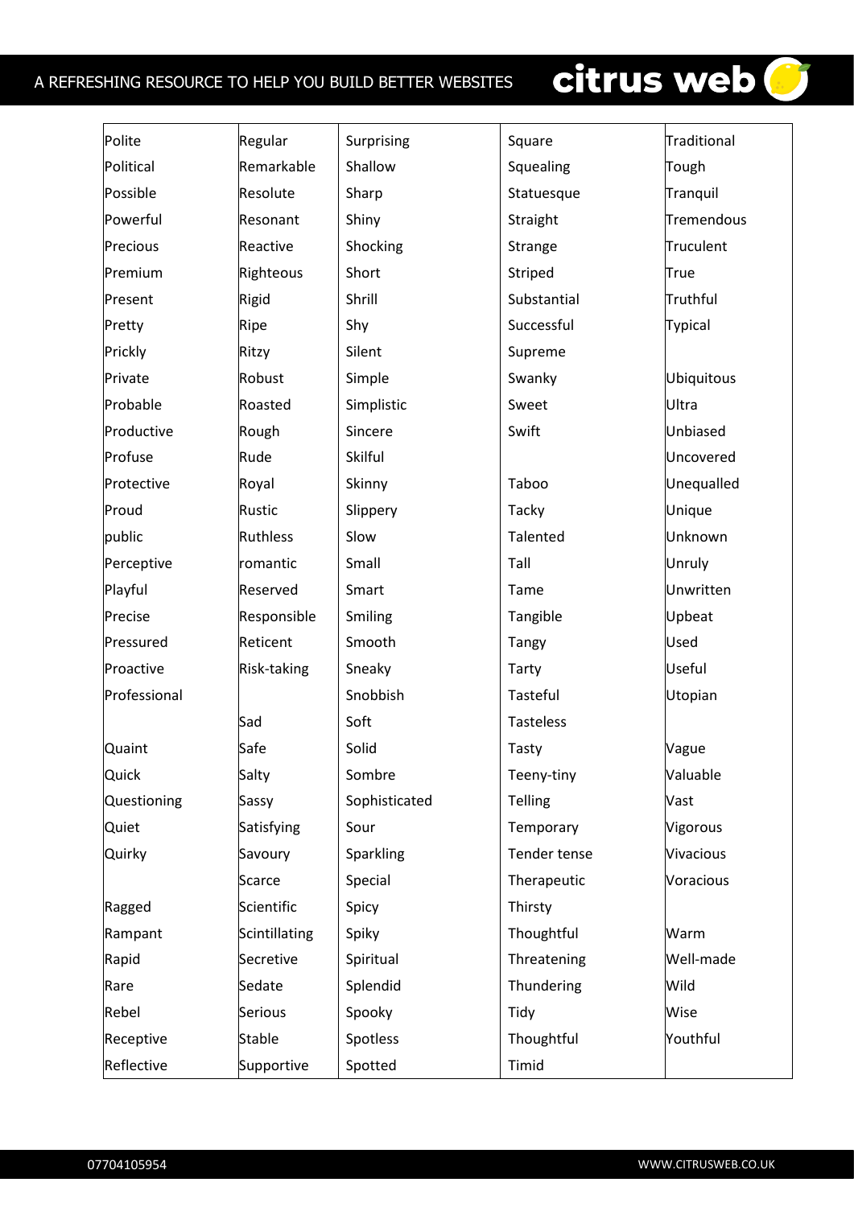| | | | | |
|---|---|---|---|---|
| Polite | Regular | Surprising | Square | Traditional |
| Political | Remarkable | Shallow | Squealing | Tough |
| Possible | Resolute | Sharp | Statuesque | Tranquil |
| Powerful | Resonant | Shiny | Straight | Tremendous |
| Precious | Reactive | Shocking | Strange | Truculent |
| Premium | Righteous | Short | Striped | True |
| Present | Rigid | Shrill | Substantial | Truthful |
| Pretty | Ripe | Shy | Successful | Typical |
| Prickly | Ritzy | Silent | Supreme | |
| Private | Robust | Simple | Swanky | Ubiquitous |
| Probable | Roasted | Simplistic | Sweet | Ultra |
| Productive | Rough | Sincere | Swift | Unbiased |
| Profuse | Rude | Skilful | | Uncovered |
| Protective | Royal | Skinny | Taboo | Unequalled |
| Proud | Rustic | Slippery | Tacky | Unique |
| public | Ruthless | Slow | Talented | Unknown |
| Perceptive | romantic | Small | Tall | Unruly |
| Playful | Reserved | Smart | Tame | Unwritten |
| Precise | Responsible | Smiling | Tangible | Upbeat |
| Pressured | Reticent | Smooth | Tangy | Used |
| Proactive | Risk-taking | Sneaky | Tarty | Useful |
| Professional | | Snobbish | Tasteful | Utopian |
| | Sad | Soft | Tasteless | |
| Quaint | Safe | Solid | Tasty | Vague |
| Quick | Salty | Sombre | Teeny-tiny | Valuable |
| Questioning | Sassy | Sophisticated | Telling | Vast |
| Quiet | Satisfying | Sour | Temporary | Vigorous |
| Quirky | Savoury | Sparkling | Tender tense | Vivacious |
| | Scarce | Special | Therapeutic | Voracious |
| Ragged | Scientific | Spicy | Thirsty | |
| Rampant | Scintillating | Spiky | Thoughtful | Warm |
| Rapid | Secretive | Spiritual | Threatening | Well-made |
| Rare | Sedate | Splendid | Thundering | Wild |
| Rebel | Serious | Spooky | Tidy | Wise |
| Receptive | Stable | Spotless | Thoughtful | Youthful |
| Reflective | Supportive | Spotted | Timid | |